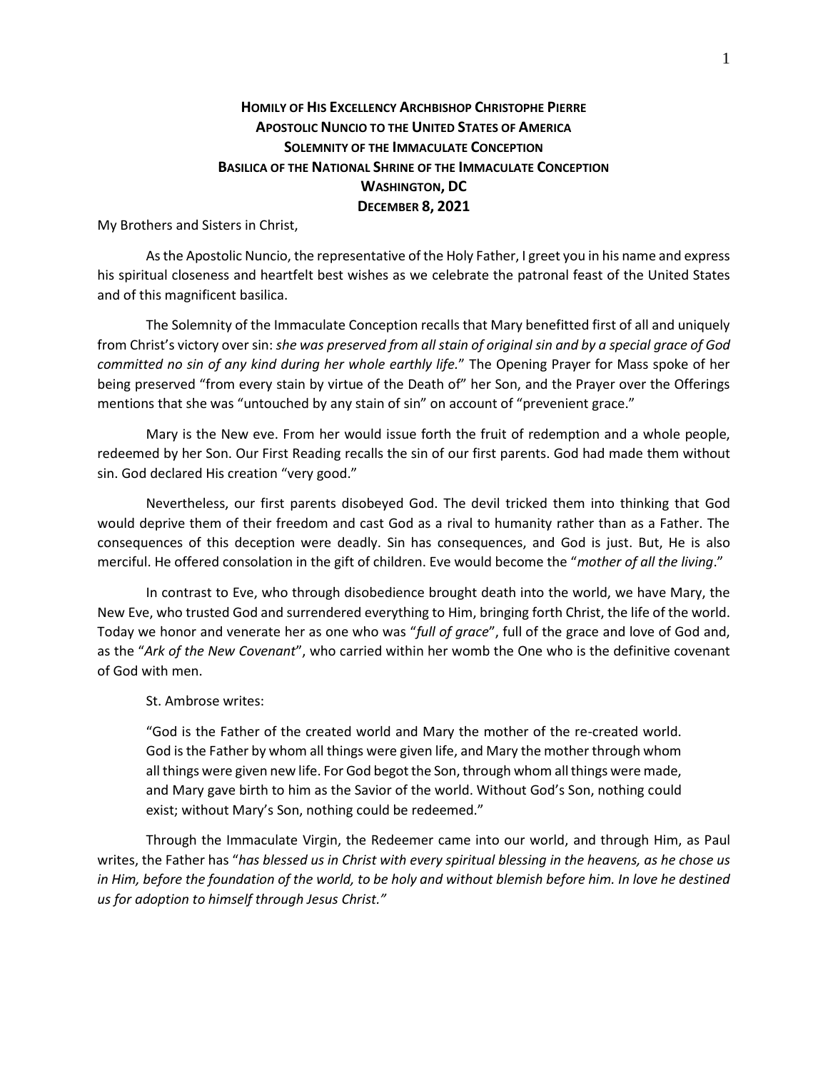# Homily of His Excellency Archbishop Christophe Pierre
## Apostolic Nuncio to the United States of America
## Solemnity of the Immaculate Conception
## Basilica of the National Shrine of the Immaculate Conception
## Washington, DC
## December 8, 2021

My Brothers and Sisters in Christ,

As the Apostolic Nuncio, the representative of the Holy Father, I greet you in his name and express his spiritual closeness and heartfelt best wishes as we celebrate the patronal feast of the United States and of this magnificent basilica.

The Solemnity of the Immaculate Conception recalls that Mary benefitted first of all and uniquely from Christ's victory over sin: *she was preserved from all stain of original sin and by a special grace of God committed no sin of any kind during her whole earthly life.*" The Opening Prayer for Mass spoke of her being preserved "from every stain by virtue of the Death of" her Son, and the Prayer over the Offerings mentions that she was "untouched by any stain of sin" on account of "prevenient grace."

Mary is the New eve. From her would issue forth the fruit of redemption and a whole people, redeemed by her Son. Our First Reading recalls the sin of our first parents. God had made them without sin. God declared His creation "very good."

Nevertheless, our first parents disobeyed God. The devil tricked them into thinking that God would deprive them of their freedom and cast God as a rival to humanity rather than as a Father. The consequences of this deception were deadly. Sin has consequences, and God is just. But, He is also merciful. He offered consolation in the gift of children. Eve would become the "*mother of all the living*."

In contrast to Eve, who through disobedience brought death into the world, we have Mary, the New Eve, who trusted God and surrendered everything to Him, bringing forth Christ, the life of the world. Today we honor and venerate her as one who was "*full of grace*", full of the grace and love of God and, as the "*Ark of the New Covenant*", who carried within her womb the One who is the definitive covenant of God with men.

St. Ambrose writes:

> "God is the Father of the created world and Mary the mother of the re-created world. God is the Father by whom all things were given life, and Mary the mother through whom all things were given new life. For God begot the Son, through whom all things were made, and Mary gave birth to him as the Savior of the world. Without God's Son, nothing could exist; without Mary's Son, nothing could be redeemed."

Through the Immaculate Virgin, the Redeemer came into our world, and through Him, as Paul writes, the Father has "*has blessed us in Christ with every spiritual blessing in the heavens, as he chose us in Him, before the foundation of the world, to be holy and without blemish before him. In love he destined us for adoption to himself through Jesus Christ."*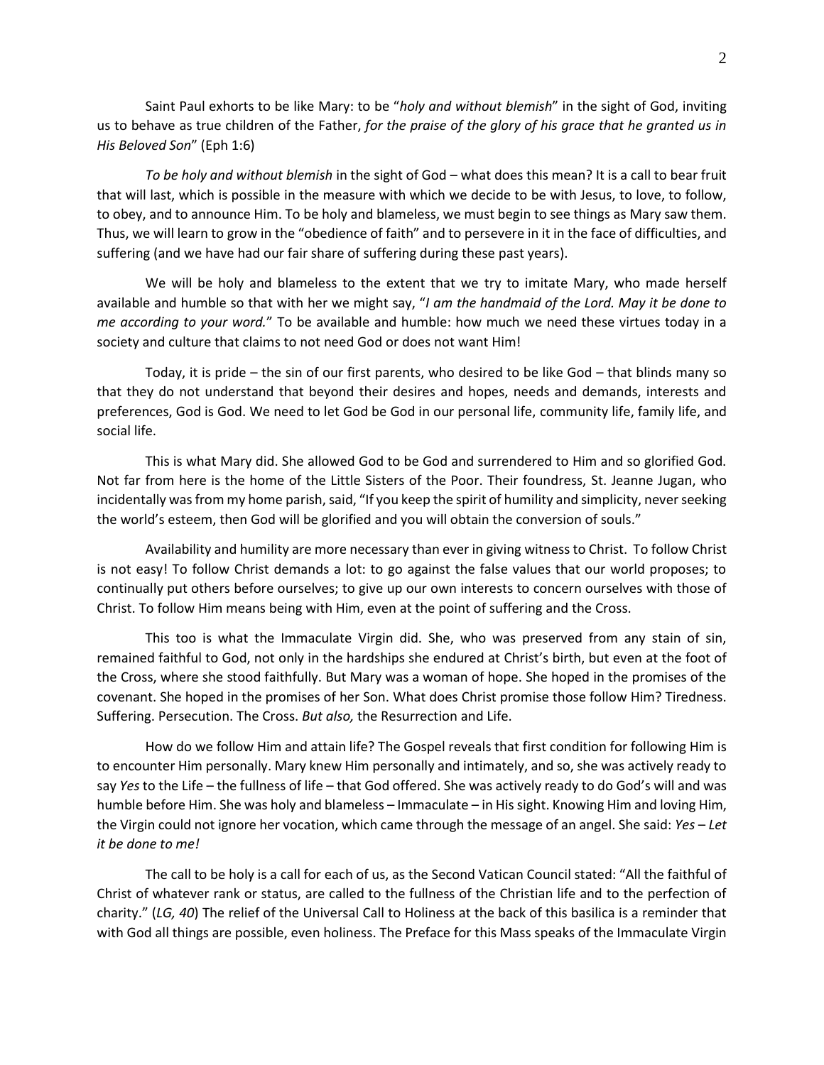Saint Paul exhorts to be like Mary: to be "*holy and without blemish*" in the sight of God, inviting us to behave as true children of the Father, *for the praise of the glory of his grace that he granted us in His Beloved Son*" (Eph 1:6)

*To be holy and without blemish* in the sight of God – what does this mean? It is a call to bear fruit that will last, which is possible in the measure with which we decide to be with Jesus, to love, to follow, to obey, and to announce Him. To be holy and blameless, we must begin to see things as Mary saw them. Thus, we will learn to grow in the "obedience of faith" and to persevere in it in the face of difficulties, and suffering (and we have had our fair share of suffering during these past years).

We will be holy and blameless to the extent that we try to imitate Mary, who made herself available and humble so that with her we might say, "*I am the handmaid of the Lord. May it be done to me according to your word.*" To be available and humble: how much we need these virtues today in a society and culture that claims to not need God or does not want Him!

Today, it is pride – the sin of our first parents, who desired to be like God – that blinds many so that they do not understand that beyond their desires and hopes, needs and demands, interests and preferences, God is God. We need to let God be God in our personal life, community life, family life, and social life.

This is what Mary did. She allowed God to be God and surrendered to Him and so glorified God. Not far from here is the home of the Little Sisters of the Poor. Their foundress, St. Jeanne Jugan, who incidentally was from my home parish, said, "If you keep the spirit of humility and simplicity, never seeking the world's esteem, then God will be glorified and you will obtain the conversion of souls."

Availability and humility are more necessary than ever in giving witness to Christ. To follow Christ is not easy! To follow Christ demands a lot: to go against the false values that our world proposes; to continually put others before ourselves; to give up our own interests to concern ourselves with those of Christ. To follow Him means being with Him, even at the point of suffering and the Cross.

This too is what the Immaculate Virgin did. She, who was preserved from any stain of sin, remained faithful to God, not only in the hardships she endured at Christ's birth, but even at the foot of the Cross, where she stood faithfully. But Mary was a woman of hope. She hoped in the promises of the covenant. She hoped in the promises of her Son. What does Christ promise those follow Him? Tiredness. Suffering. Persecution. The Cross. *But also,* the Resurrection and Life.

How do we follow Him and attain life? The Gospel reveals that first condition for following Him is to encounter Him personally. Mary knew Him personally and intimately, and so, she was actively ready to say *Yes* to the Life – the fullness of life – that God offered. She was actively ready to do God's will and was humble before Him. She was holy and blameless – Immaculate – in His sight. Knowing Him and loving Him, the Virgin could not ignore her vocation, which came through the message of an angel. She said: *Yes – Let it be done to me!*

The call to be holy is a call for each of us, as the Second Vatican Council stated: "All the faithful of Christ of whatever rank or status, are called to the fullness of the Christian life and to the perfection of charity." (*LG, 40*) The relief of the Universal Call to Holiness at the back of this basilica is a reminder that with God all things are possible, even holiness. The Preface for this Mass speaks of the Immaculate Virgin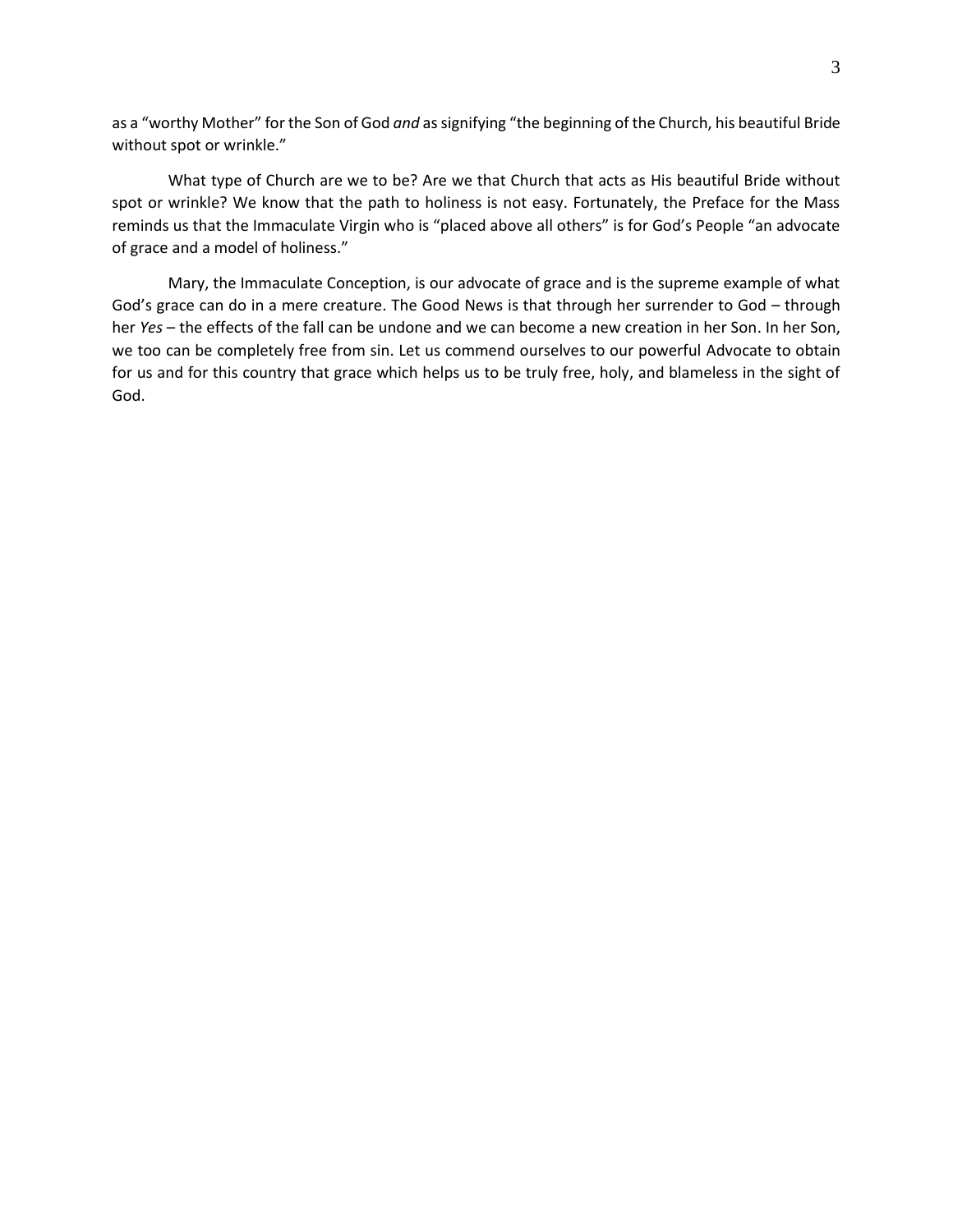as a “worthy Mother” for the Son of God *and* as signifying “the beginning of the Church, his beautiful Bride without spot or wrinkle.”

What type of Church are we to be? Are we that Church that acts as His beautiful Bride without spot or wrinkle? We know that the path to holiness is not easy. Fortunately, the Preface for the Mass reminds us that the Immaculate Virgin who is “placed above all others” is for God’s People “an advocate of grace and a model of holiness.”

Mary, the Immaculate Conception, is our advocate of grace and is the supreme example of what God’s grace can do in a mere creature. The Good News is that through her surrender to God – through her *Yes* – the effects of the fall can be undone and we can become a new creation in her Son. In her Son, we too can be completely free from sin. Let us commend ourselves to our powerful Advocate to obtain for us and for this country that grace which helps us to be truly free, holy, and blameless in the sight of God.